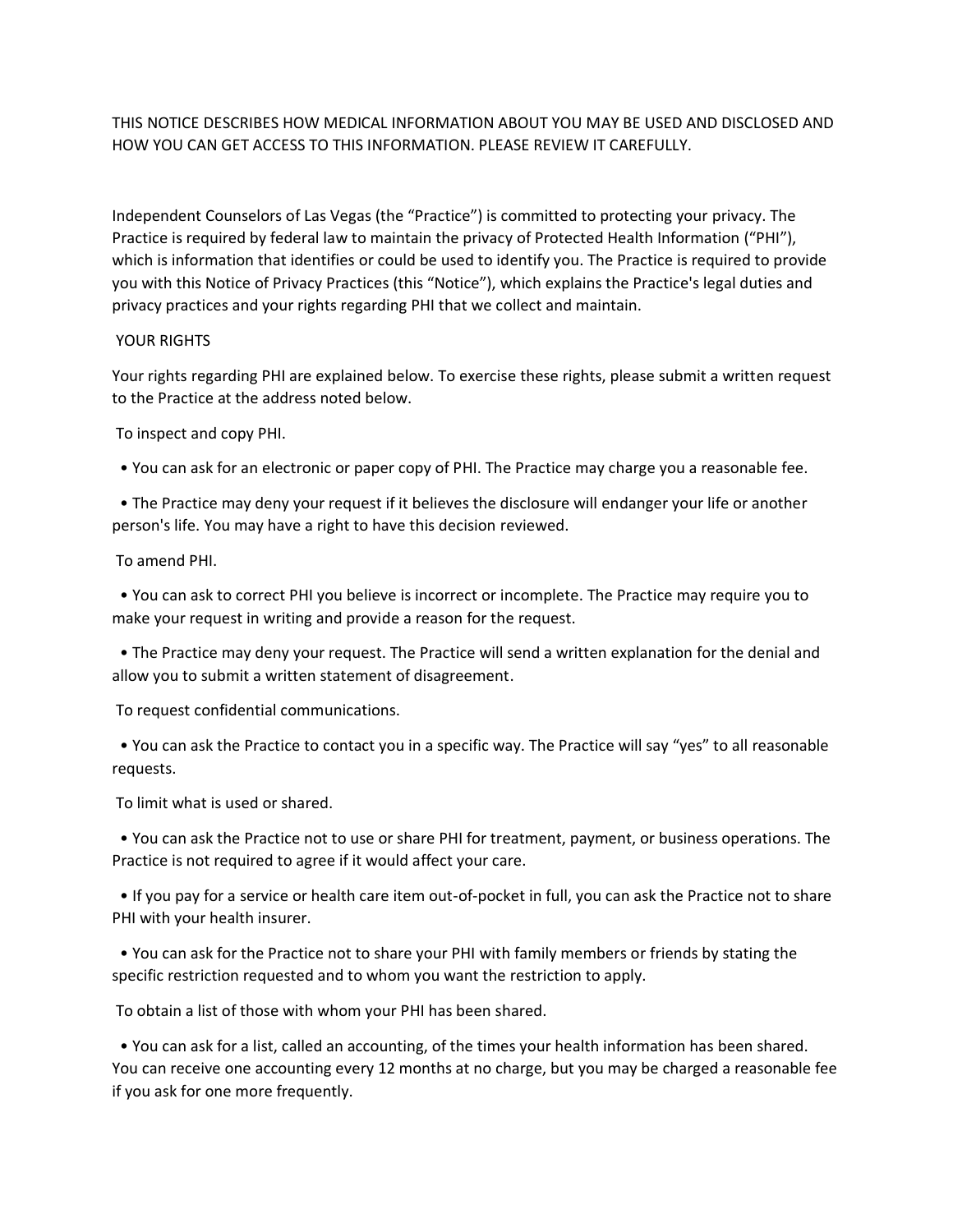THIS NOTICE DESCRIBES HOW MEDICAL INFORMATION ABOUT YOU MAY BE USED AND DISCLOSED AND HOW YOU CAN GET ACCESS TO THIS INFORMATION. PLEASE REVIEW IT CAREFULLY.

Independent Counselors of Las Vegas (the "Practice") is committed to protecting your privacy. The Practice is required by federal law to maintain the privacy of Protected Health Information ("PHI"), which is information that identifies or could be used to identify you. The Practice is required to provide you with this Notice of Privacy Practices (this "Notice"), which explains the Practice's legal duties and privacy practices and your rights regarding PHI that we collect and maintain.

## YOUR RIGHTS

Your rights regarding PHI are explained below. To exercise these rights, please submit a written request to the Practice at the address noted below.

### To inspect and copy PHI.

- You can ask for an electronic or paper copy of PHI. The Practice may charge you a reasonable fee.
- The Practice may deny your request if it believes the disclosure will endanger your life or another person's life. You may have a right to have this decision reviewed.

### To amend PHI.

- You can ask to correct PHI you believe is incorrect or incomplete. The Practice may require you to make your request in writing and provide a reason for the request.
- The Practice may deny your request. The Practice will send a written explanation for the denial and allow you to submit a written statement of disagreement.

### To request confidential communications.

- You can ask the Practice to contact you in a specific way. The Practice will say "yes" to all reasonable requests.

### To limit what is used or shared.

- You can ask the Practice not to use or share PHI for treatment, payment, or business operations. The Practice is not required to agree if it would affect your care.
- If you pay for a service or health care item out-of-pocket in full, you can ask the Practice not to share PHI with your health insurer.
- You can ask for the Practice not to share your PHI with family members or friends by stating the specific restriction requested and to whom you want the restriction to apply.

### To obtain a list of those with whom your PHI has been shared.

- You can ask for a list, called an accounting, of the times your health information has been shared. You can receive one accounting every 12 months at no charge, but you may be charged a reasonable fee if you ask for one more frequently.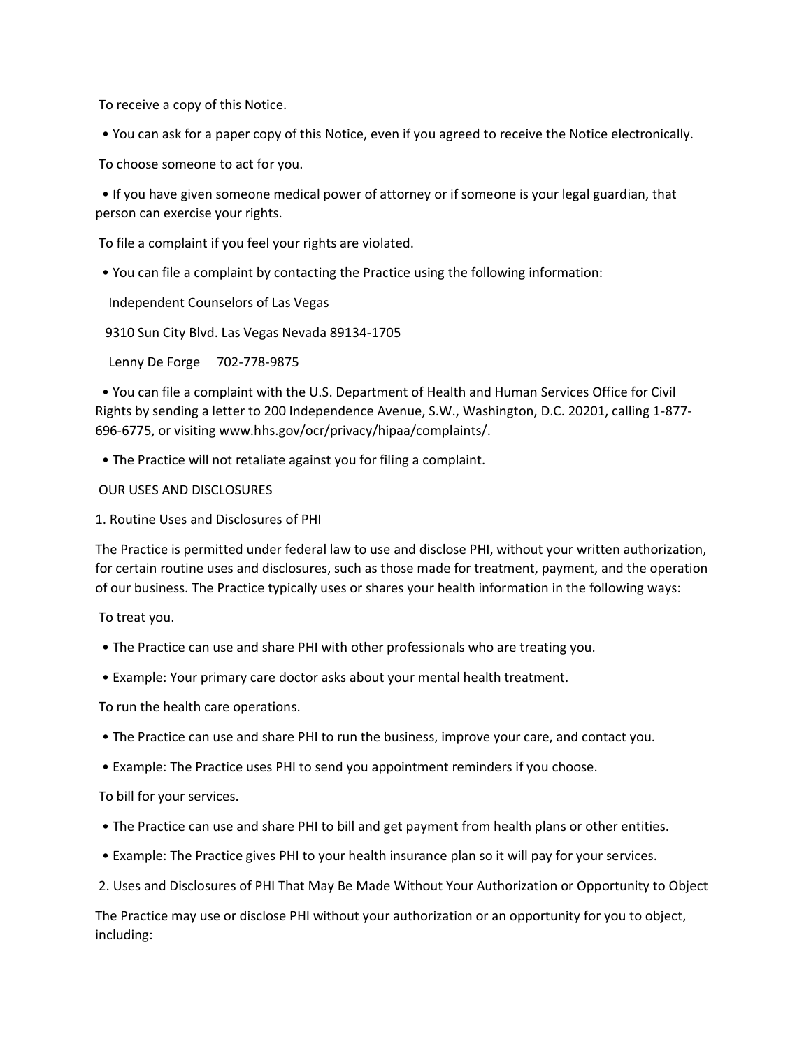To receive a copy of this Notice.

- You can ask for a paper copy of this Notice, even if you agreed to receive the Notice electronically.

To choose someone to act for you.

- If you have given someone medical power of attorney or if someone is your legal guardian, that person can exercise your rights.

To file a complaint if you feel your rights are violated.

- You can file a complaint by contacting the Practice using the following information:

  Independent Counselors of Las Vegas

  9310 Sun City Blvd. Las Vegas Nevada 89134-1705

  Lenny De Forge 702-778-9875

- You can file a complaint with the U.S. Department of Health and Human Services Office for Civil Rights by sending a letter to 200 Independence Avenue, S.W., Washington, D.C. 20201, calling 1-877-696-6775, or visiting www.hhs.gov/ocr/privacy/hipaa/complaints/.

- The Practice will not retaliate against you for filing a complaint.

OUR USES AND DISCLOSURES

1. Routine Uses and Disclosures of PHI

The Practice is permitted under federal law to use and disclose PHI, without your written authorization, for certain routine uses and disclosures, such as those made for treatment, payment, and the operation of our business. The Practice typically uses or shares your health information in the following ways:

To treat you.

- The Practice can use and share PHI with other professionals who are treating you.

- Example: Your primary care doctor asks about your mental health treatment.

To run the health care operations.

- The Practice can use and share PHI to run the business, improve your care, and contact you.

- Example: The Practice uses PHI to send you appointment reminders if you choose.

To bill for your services.

- The Practice can use and share PHI to bill and get payment from health plans or other entities.

- Example: The Practice gives PHI to your health insurance plan so it will pay for your services.

2. Uses and Disclosures of PHI That May Be Made Without Your Authorization or Opportunity to Object

The Practice may use or disclose PHI without your authorization or an opportunity for you to object, including: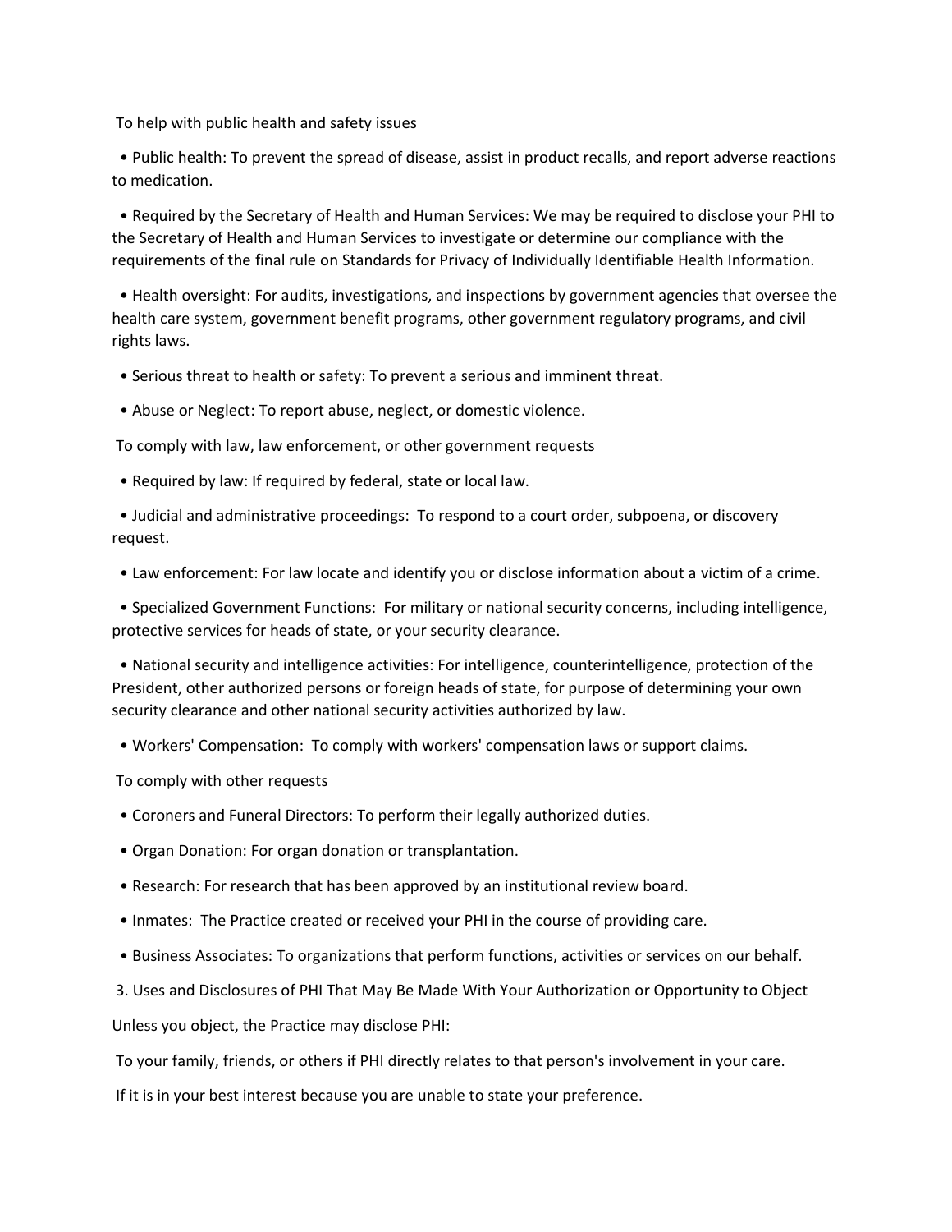To help with public health and safety issues

- Public health: To prevent the spread of disease, assist in product recalls, and report adverse reactions to medication.
- Required by the Secretary of Health and Human Services: We may be required to disclose your PHI to the Secretary of Health and Human Services to investigate or determine our compliance with the requirements of the final rule on Standards for Privacy of Individually Identifiable Health Information.
- Health oversight: For audits, investigations, and inspections by government agencies that oversee the health care system, government benefit programs, other government regulatory programs, and civil rights laws.
- Serious threat to health or safety: To prevent a serious and imminent threat.
- Abuse or Neglect: To report abuse, neglect, or domestic violence.

To comply with law, law enforcement, or other government requests

- Required by law: If required by federal, state or local law.
- Judicial and administrative proceedings: To respond to a court order, subpoena, or discovery request.
- Law enforcement: For law locate and identify you or disclose information about a victim of a crime.
- Specialized Government Functions: For military or national security concerns, including intelligence, protective services for heads of state, or your security clearance.
- National security and intelligence activities: For intelligence, counterintelligence, protection of the President, other authorized persons or foreign heads of state, for purpose of determining your own security clearance and other national security activities authorized by law.
- Workers' Compensation: To comply with workers' compensation laws or support claims.

To comply with other requests

- Coroners and Funeral Directors: To perform their legally authorized duties.
- Organ Donation: For organ donation or transplantation.
- Research: For research that has been approved by an institutional review board.
- Inmates: The Practice created or received your PHI in the course of providing care.
- Business Associates: To organizations that perform functions, activities or services on our behalf.

3. Uses and Disclosures of PHI That May Be Made With Your Authorization or Opportunity to Object

Unless you object, the Practice may disclose PHI:

To your family, friends, or others if PHI directly relates to that person's involvement in your care.

If it is in your best interest because you are unable to state your preference.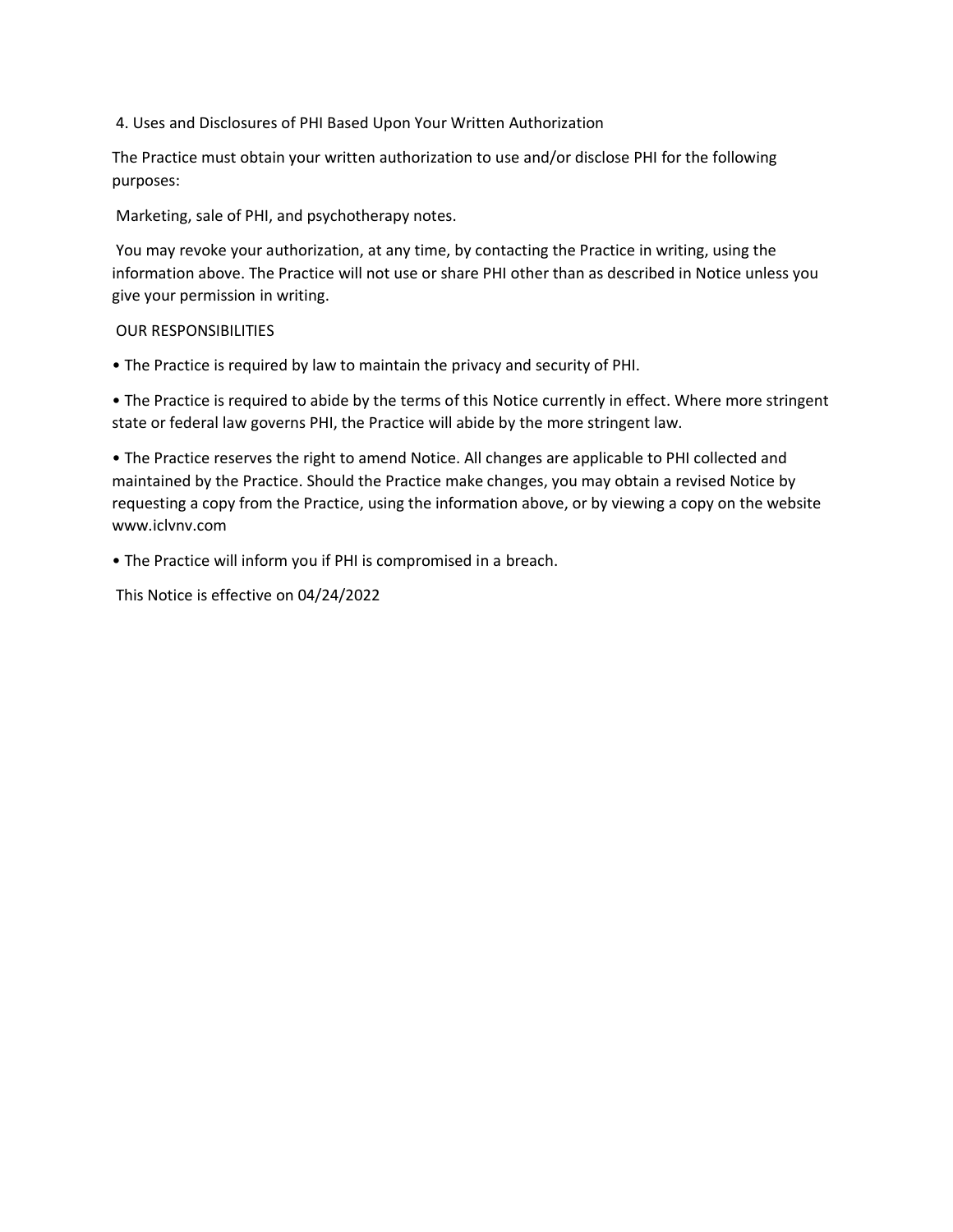4. Uses and Disclosures of PHI Based Upon Your Written Authorization

The Practice must obtain your written authorization to use and/or disclose PHI for the following purposes:

Marketing, sale of PHI, and psychotherapy notes.

You may revoke your authorization, at any time, by contacting the Practice in writing, using the information above. The Practice will not use or share PHI other than as described in Notice unless you give your permission in writing.

OUR RESPONSIBILITIES

- The Practice is required by law to maintain the privacy and security of PHI.
- The Practice is required to abide by the terms of this Notice currently in effect. Where more stringent state or federal law governs PHI, the Practice will abide by the more stringent law.
- The Practice reserves the right to amend Notice. All changes are applicable to PHI collected and maintained by the Practice. Should the Practice make changes, you may obtain a revised Notice by requesting a copy from the Practice, using the information above, or by viewing a copy on the website www.iclvnv.com
- The Practice will inform you if PHI is compromised in a breach.

This Notice is effective on 04/24/2022